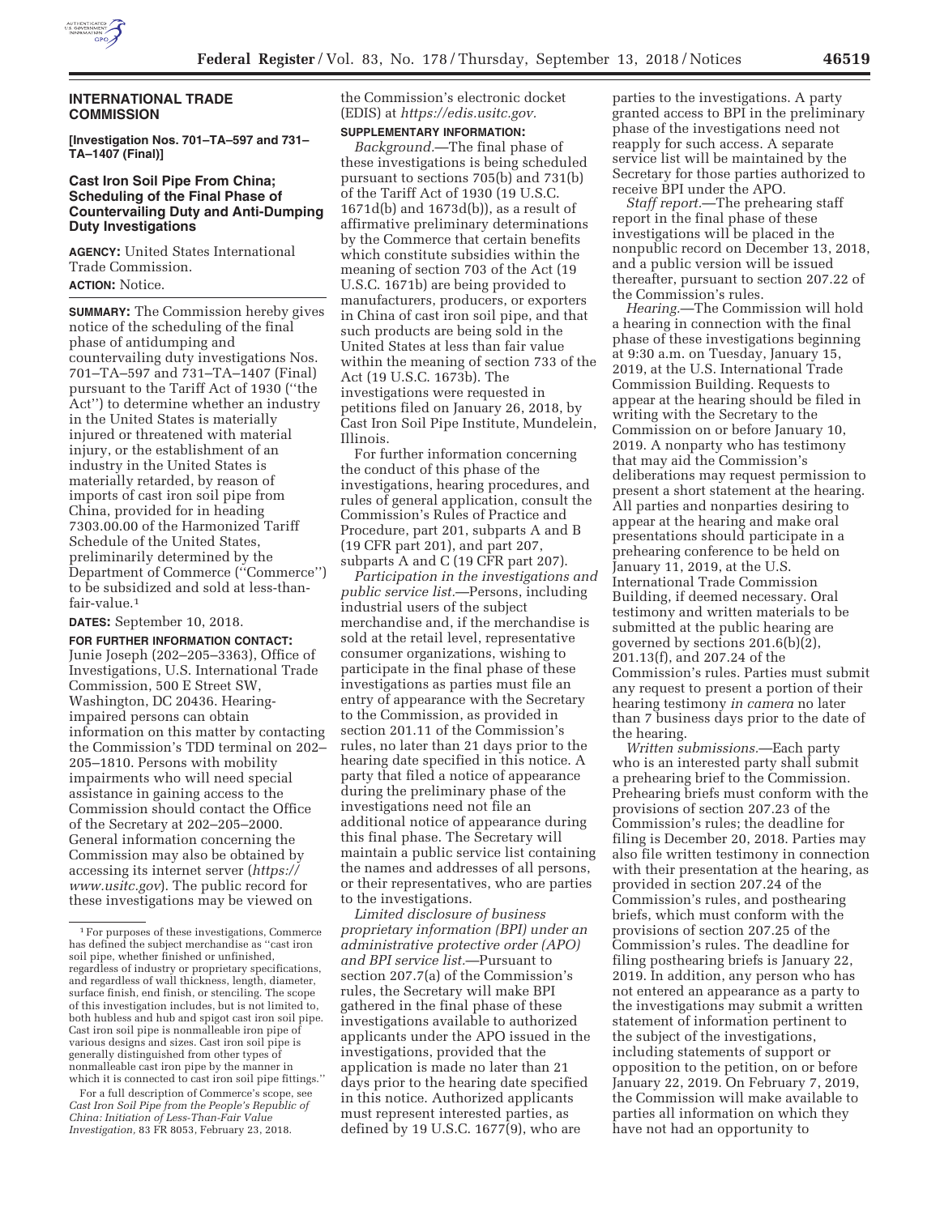## INTERNATIONAL TRADE COMMISSION

**[Investigation Nos. 701–TA–597 and 731–TA–1407 (Final)]**

### Cast Iron Soil Pipe From China; Scheduling of the Final Phase of Countervailing Duty and Anti-Dumping Duty Investigations

**AGENCY:** United States International Trade Commission.

**ACTION:** Notice.

**SUMMARY:** The Commission hereby gives notice of the scheduling of the final phase of antidumping and countervailing duty investigations Nos. 701–TA–597 and 731–TA–1407 (Final) pursuant to the Tariff Act of 1930 (''the Act'') to determine whether an industry in the United States is materially injured or threatened with material injury, or the establishment of an industry in the United States is materially retarded, by reason of imports of cast iron soil pipe from China, provided for in heading 7303.00.00 of the Harmonized Tariff Schedule of the United States, preliminarily determined by the Department of Commerce (''Commerce'') to be subsidized and sold at less-than-fair-value.[1]

**DATES:** September 10, 2018.

**FOR FURTHER INFORMATION CONTACT:** Junie Joseph (202–205–3363), Office of Investigations, U.S. International Trade Commission, 500 E Street SW, Washington, DC 20436. Hearing-impaired persons can obtain information on this matter by contacting the Commission's TDD terminal on 202–205–1810. Persons with mobility impairments who will need special assistance in gaining access to the Commission should contact the Office of the Secretary at 202–205–2000. General information concerning the Commission may also be obtained by accessing its internet server (*https://www.usitc.gov*). The public record for these investigations may be viewed on the Commission's electronic docket (EDIS) at *https://edis.usitc.gov.*

**SUPPLEMENTARY INFORMATION:**

*Background.*—The final phase of these investigations is being scheduled pursuant to sections 705(b) and 731(b) of the Tariff Act of 1930 (19 U.S.C. 1671d(b) and 1673d(b)), as a result of affirmative preliminary determinations by the Commerce that certain benefits which constitute subsidies within the meaning of section 703 of the Act (19 U.S.C. 1671b) are being provided to manufacturers, producers, or exporters in China of cast iron soil pipe, and that such products are being sold in the United States at less than fair value within the meaning of section 733 of the Act (19 U.S.C. 1673b). The investigations were requested in petitions filed on January 26, 2018, by Cast Iron Soil Pipe Institute, Mundelein, Illinois.

For further information concerning the conduct of this phase of the investigations, hearing procedures, and rules of general application, consult the Commission's Rules of Practice and Procedure, part 201, subparts A and B (19 CFR part 201), and part 207, subparts A and C (19 CFR part 207).

*Participation in the investigations and public service list.*—Persons, including industrial users of the subject merchandise and, if the merchandise is sold at the retail level, representative consumer organizations, wishing to participate in the final phase of these investigations as parties must file an entry of appearance with the Secretary to the Commission, as provided in section 201.11 of the Commission's rules, no later than 21 days prior to the hearing date specified in this notice. A party that filed a notice of appearance during the preliminary phase of the investigations need not file an additional notice of appearance during this final phase. The Secretary will maintain a public service list containing the names and addresses of all persons, or their representatives, who are parties to the investigations.

*Limited disclosure of business proprietary information (BPI) under an administrative protective order (APO) and BPI service list.*—Pursuant to section 207.7(a) of the Commission's rules, the Secretary will make BPI gathered in the final phase of these investigations available to authorized applicants under the APO issued in the investigations, provided that the application is made no later than 21 days prior to the hearing date specified in this notice. Authorized applicants must represent interested parties, as defined by 19 U.S.C. 1677(9), who are parties to the investigations. A party granted access to BPI in the preliminary phase of the investigations need not reapply for such access. A separate service list will be maintained by the Secretary for those parties authorized to receive BPI under the APO.

*Staff report.*—The prehearing staff report in the final phase of these investigations will be placed in the nonpublic record on December 13, 2018, and a public version will be issued thereafter, pursuant to section 207.22 of the Commission's rules.

*Hearing.*—The Commission will hold a hearing in connection with the final phase of these investigations beginning at 9:30 a.m. on Tuesday, January 15, 2019, at the U.S. International Trade Commission Building. Requests to appear at the hearing should be filed in writing with the Secretary to the Commission on or before January 10, 2019. A nonparty who has testimony that may aid the Commission's deliberations may request permission to present a short statement at the hearing. All parties and nonparties desiring to appear at the hearing and make oral presentations should participate in a prehearing conference to be held on January 11, 2019, at the U.S. International Trade Commission Building, if deemed necessary. Oral testimony and written materials to be submitted at the public hearing are governed by sections 201.6(b)(2), 201.13(f), and 207.24 of the Commission's rules. Parties must submit any request to present a portion of their hearing testimony *in camera* no later than 7 business days prior to the date of the hearing.

*Written submissions.*—Each party who is an interested party shall submit a prehearing brief to the Commission. Prehearing briefs must conform with the provisions of section 207.23 of the Commission's rules; the deadline for filing is December 20, 2018. Parties may also file written testimony in connection with their presentation at the hearing, as provided in section 207.24 of the Commission's rules, and posthearing briefs, which must conform with the provisions of section 207.25 of the Commission's rules. The deadline for filing posthearing briefs is January 22, 2019. In addition, any person who has not entered an appearance as a party to the investigations may submit a written statement of information pertinent to the subject of the investigations, including statements of support or opposition to the petition, on or before January 22, 2019. On February 7, 2019, the Commission will make available to parties all information on which they have not had an opportunity to

---

[1] For purposes of these investigations, Commerce has defined the subject merchandise as ''cast iron soil pipe, whether finished or unfinished, regardless of industry or proprietary specifications, and regardless of wall thickness, length, diameter, surface finish, end finish, or stenciling. The scope of this investigation includes, but is not limited to, both hubless and hub and spigot cast iron soil pipe. Cast iron soil pipe is nonmalleable iron pipe of various designs and sizes. Cast iron soil pipe is generally distinguished from other types of nonmalleable cast iron pipe by the manner in which it is connected to cast iron soil pipe fittings.''

For a full description of Commerce's scope, see *Cast Iron Soil Pipe from the People's Republic of China: Initiation of Less-Than-Fair Value Investigation,* 83 FR 8053, February 23, 2018.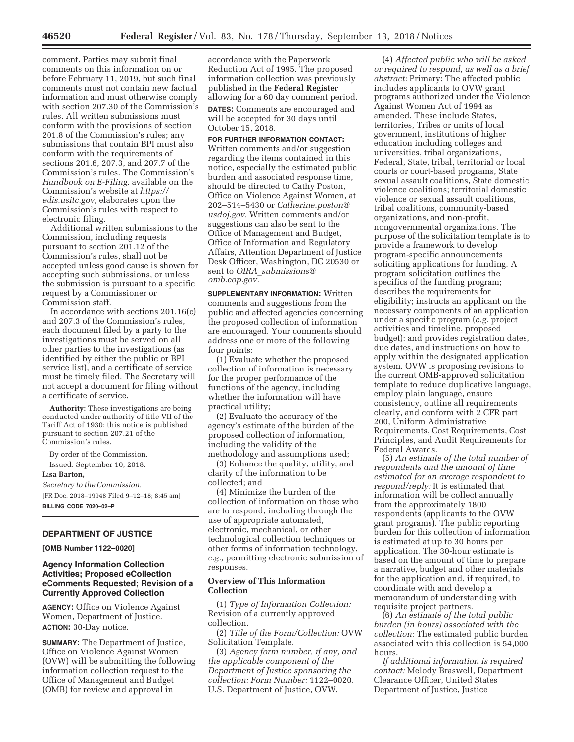comment. Parties may submit final comments on this information on or before February 11, 2019, but such final comments must not contain new factual information and must otherwise comply with section 207.30 of the Commission's rules. All written submissions must conform with the provisions of section 201.8 of the Commission's rules; any submissions that contain BPI must also conform with the requirements of sections 201.6, 207.3, and 207.7 of the Commission's rules. The Commission's *Handbook on E-Filing,* available on the Commission's website at *https://edis.usitc.gov,* elaborates upon the Commission's rules with respect to electronic filing.

Additional written submissions to the Commission, including requests pursuant to section 201.12 of the Commission's rules, shall not be accepted unless good cause is shown for accepting such submissions, or unless the submission is pursuant to a specific request by a Commissioner or Commission staff.

In accordance with sections 201.16(c) and 207.3 of the Commission's rules, each document filed by a party to the investigations must be served on all other parties to the investigations (as identified by either the public or BPI service list), and a certificate of service must be timely filed. The Secretary will not accept a document for filing without a certificate of service.

**Authority:** These investigations are being conducted under authority of title VII of the Tariff Act of 1930; this notice is published pursuant to section 207.21 of the Commission's rules.

By order of the Commission.

Issued: September 10, 2018.

**Lisa Barton,**

*Secretary to the Commission.*

[FR Doc. 2018–19948 Filed 9–12–18; 8:45 am]

**BILLING CODE 7020–02–P**

## DEPARTMENT OF JUSTICE

**[OMB Number 1122–0020]**

### Agency Information Collection Activities; Proposed eCollection eComments Requested; Revision of a Currently Approved Collection

**AGENCY:** Office on Violence Against Women, Department of Justice.

**ACTION:** 30-Day notice.

**SUMMARY:** The Department of Justice, Office on Violence Against Women (OVW) will be submitting the following information collection request to the Office of Management and Budget (OMB) for review and approval in accordance with the Paperwork Reduction Act of 1995. The proposed information collection was previously published in the **Federal Register** allowing for a 60 day comment period.

**DATES:** Comments are encouraged and will be accepted for 30 days until October 15, 2018.

**FOR FURTHER INFORMATION CONTACT:** Written comments and/or suggestion regarding the items contained in this notice, especially the estimated public burden and associated response time, should be directed to Cathy Poston, Office on Violence Against Women, at 202–514–5430 or *Catherine.poston@usdoj.gov.* Written comments and/or suggestions can also be sent to the Office of Management and Budget, Office of Information and Regulatory Affairs, Attention Department of Justice Desk Officer, Washington, DC 20530 or sent to *OIRA_submissions@omb.eop.gov.*

**SUPPLEMENTARY INFORMATION:** Written comments and suggestions from the public and affected agencies concerning the proposed collection of information are encouraged. Your comments should address one or more of the following four points:

(1) Evaluate whether the proposed collection of information is necessary for the proper performance of the functions of the agency, including whether the information will have practical utility;

(2) Evaluate the accuracy of the agency's estimate of the burden of the proposed collection of information, including the validity of the methodology and assumptions used;

(3) Enhance the quality, utility, and clarity of the information to be collected; and

(4) Minimize the burden of the collection of information on those who are to respond, including through the use of appropriate automated, electronic, mechanical, or other technological collection techniques or other forms of information technology, *e.g.,* permitting electronic submission of responses.

### Overview of This Information Collection

(1) *Type of Information Collection:* Revision of a currently approved collection.

(2) *Title of the Form/Collection:* OVW Solicitation Template.

(3) *Agency form number, if any, and the applicable component of the Department of Justice sponsoring the collection: Form Number:* 1122–0020. U.S. Department of Justice, OVW.

(4) *Affected public who will be asked or required to respond, as well as a brief abstract:* Primary: The affected public includes applicants to OVW grant programs authorized under the Violence Against Women Act of 1994 as amended. These include States, territories, Tribes or units of local government, institutions of higher education including colleges and universities, tribal organizations, Federal, State, tribal, territorial or local courts or court-based programs, State sexual assault coalitions, State domestic violence coalitions; territorial domestic violence or sexual assault coalitions, tribal coalitions, community-based organizations, and non-profit, nongovernmental organizations. The purpose of the solicitation template is to provide a framework to develop program-specific announcements soliciting applications for funding. A program solicitation outlines the specifics of the funding program; describes the requirements for eligibility; instructs an applicant on the necessary components of an application under a specific program (*e.g.* project activities and timeline, proposed budget): and provides registration dates, due dates, and instructions on how to apply within the designated application system. OVW is proposing revisions to the current OMB-approved solicitation template to reduce duplicative language, employ plain language, ensure consistency, outline all requirements clearly, and conform with 2 CFR part 200, Uniform Administrative Requirements, Cost Requirements, Cost Principles, and Audit Requirements for Federal Awards.

(5) *An estimate of the total number of respondents and the amount of time estimated for an average respondent to respond/reply:* It is estimated that information will be collect annually from the approximately 1800 respondents (applicants to the OVW grant programs). The public reporting burden for this collection of information is estimated at up to 30 hours per application. The 30-hour estimate is based on the amount of time to prepare a narrative, budget and other materials for the application and, if required, to coordinate with and develop a memorandum of understanding with requisite project partners.

(6) *An estimate of the total public burden (in hours) associated with the collection:* The estimated public burden associated with this collection is 54,000 hours.

*If additional information is required contact:* Melody Braswell, Department Clearance Officer, United States Department of Justice, Justice